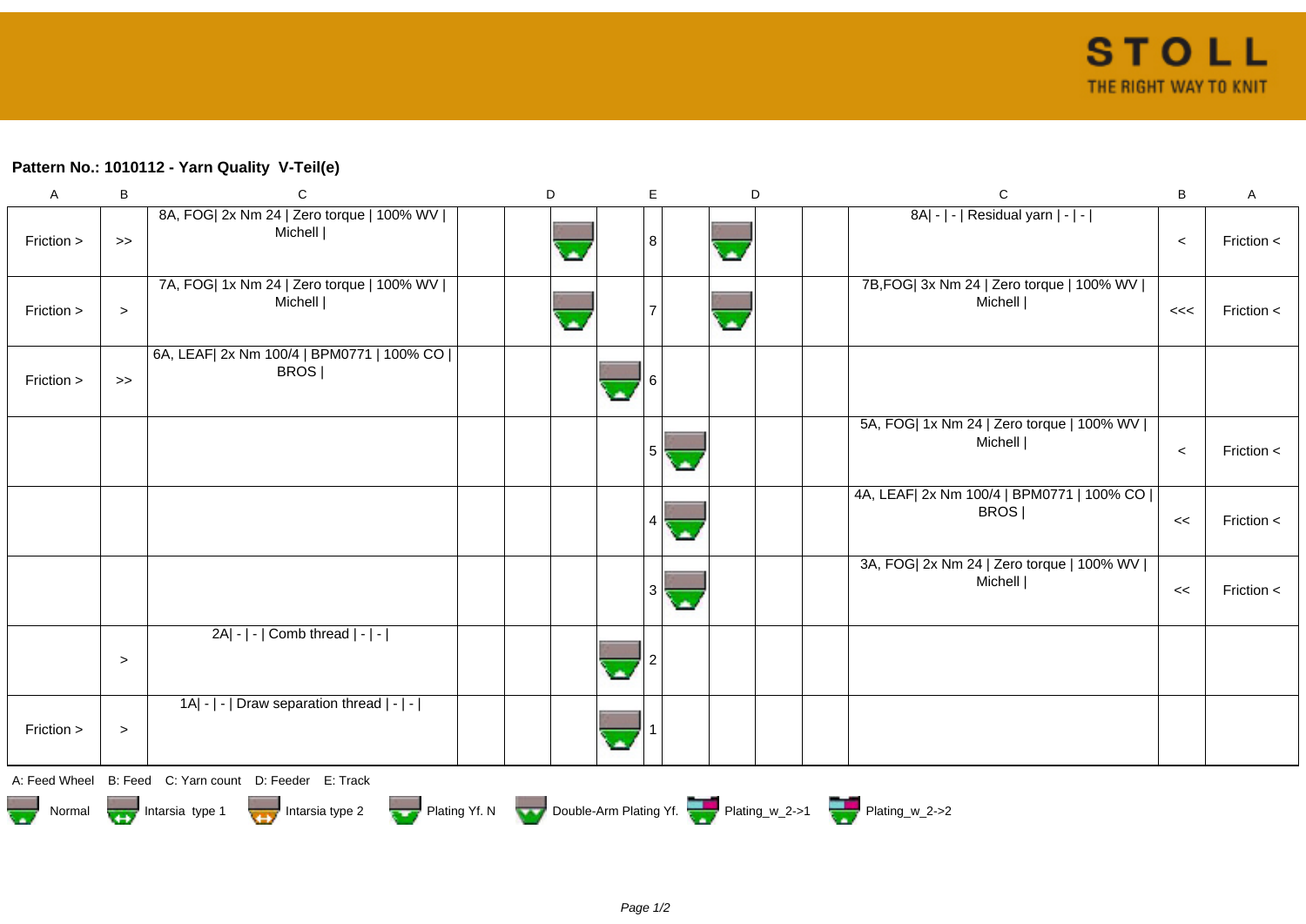**Pattern No.: 1010112 - Yarn Quality V-Teil(e)**

| A | B | C | D | | | | E | D | | | | C | B | A |
|---|---|---|---|---|---|---|---|---|---|---|---|---|---|---|
| Friction > | >> | 8A, FOG\| 2x Nm 24 \| Zero torque \| 100% WV \| Michell \| | | | | | 8 | | | | | 8A\| - \| - \| Residual yarn \| - \| - \| | < | Friction < |
| Friction > | > | 7A, FOG\| 1x Nm 24 \| Zero torque \| 100% WV \| Michell \| | | | | | 7 | | | | | 7B,FOG\| 3x Nm 24 \| Zero torque \| 100% WV \| Michell \| | <<< | Friction < |
| Friction > | >> | 6A, LEAF\| 2x Nm 100/4 \| BPM0771 \| 100% CO \| BROS \| | | | | | 6 | | | | | | | |
| | | | | | | | 5 | | | | | 5A, FOG\| 1x Nm 24 \| Zero torque \| 100% WV \| Michell \| | < | Friction < |
| | | | | | | | 4 | | | | | 4A, LEAF\| 2x Nm 100/4 \| BPM0771 \| 100% CO \| BROS \| | << | Friction < |
| | | | | | | | 3 | | | | | 3A, FOG\| 2x Nm 24 \| Zero torque \| 100% WV \| Michell \| | << | Friction < |
| | > | 2A\| - \| - \| Comb thread \| - \| - \| | | | | | 2 | | | | | | | |
| Friction > | > | 1A\| - \| - \| Draw separation thread \| - \| - \| | | | | | 1 | | | | | | | |

A: Feed Wheel B: Feed C: Yarn count D: Feeder E: Track

Normal Intarsia type 1 Intarsia type 2 Plating Yf. N Double-Arm Plating Yf. Plating_w_2->1 Plating_w_2->2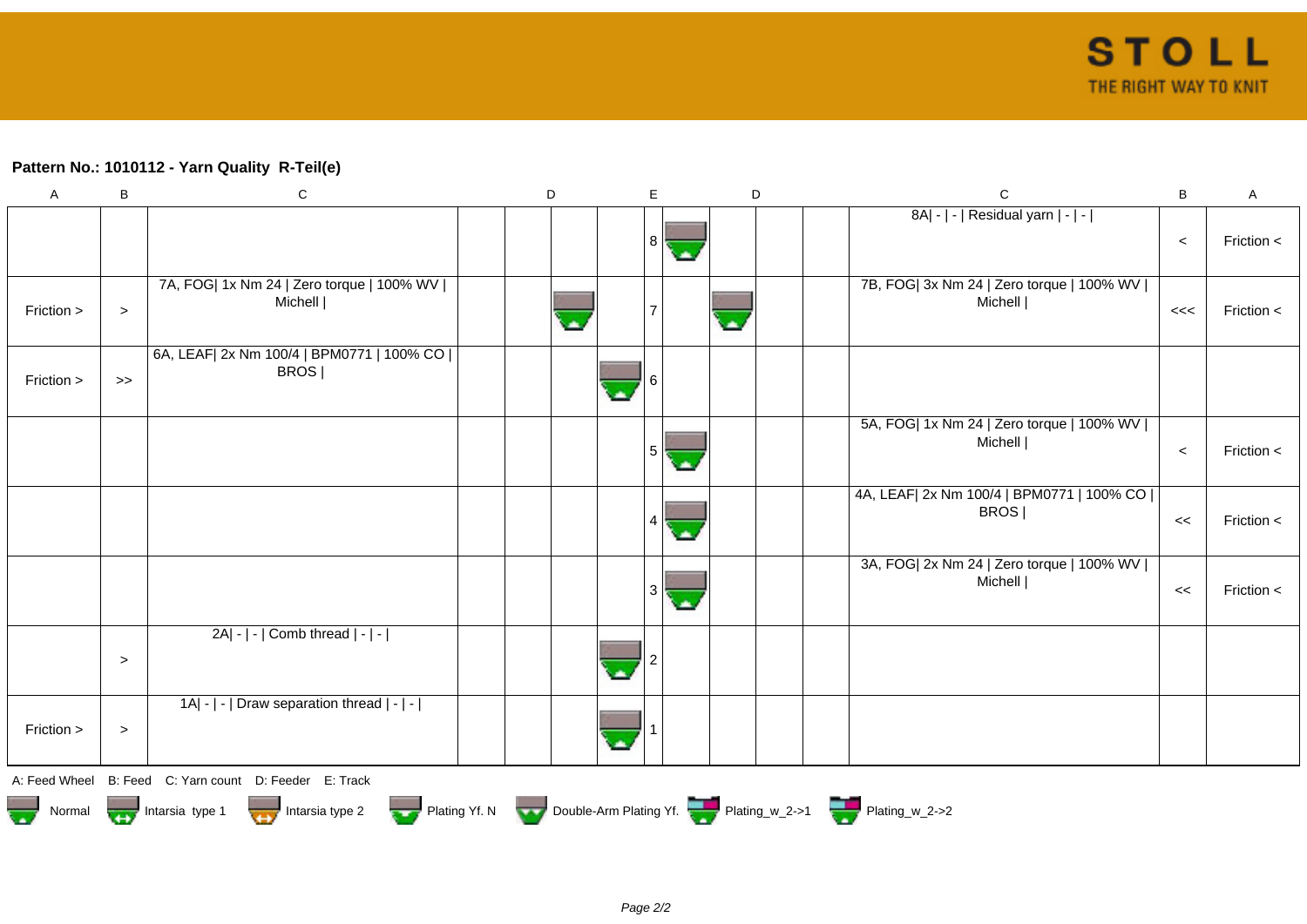## Pattern No.: 1010112 - Yarn Quality  R-Teil(e)

| A | B | C | D | D | D | E | D | D | D | C | B | A |
|---|---|---|---|---|---|---|---|---|---|---|---|---|
| | | | | | | 8 | | | | 8A\| - \| - \| Residual yarn \| - \| - \| | < | Friction < |
| Friction > | > | 7A, FOG\| 1x Nm 24 \| Zero torque \| 100% WV \| Michell \| | | | | 7 | | | | 7B, FOG\| 3x Nm 24 \| Zero torque \| 100% WV \| Michell \| | <<< | Friction < |
| Friction > | >> | 6A, LEAF\| 2x Nm 100/4 \| BPM0771 \| 100% CO \| BROS \| | | | | 6 | | | | | | |
| | | | | | | 5 | | | | 5A, FOG\| 1x Nm 24 \| Zero torque \| 100% WV \| Michell \| | < | Friction < |
| | | | | | | 4 | | | | 4A, LEAF\| 2x Nm 100/4 \| BPM0771 \| 100% CO \| BROS \| | << | Friction < |
| | | | | | | 3 | | | | 3A, FOG\| 2x Nm 24 \| Zero torque \| 100% WV \| Michell \| | << | Friction < |
| | > | 2A\| - \| - \| Comb thread \| - \| - \| | | | | 2 | | | | | | |
| Friction > | > | 1A\| - \| - \| Draw separation thread \| - \| - \| | | | | 1 | | | | | | |

A: Feed Wheel    B: Feed    C: Yarn count    D: Feeder    E: Track

Normal    Intarsia type 1    Intarsia type 2    Plating Yf. N    Double-Arm Plating Yf.    Plating_w_2->1    Plating_w_2->2